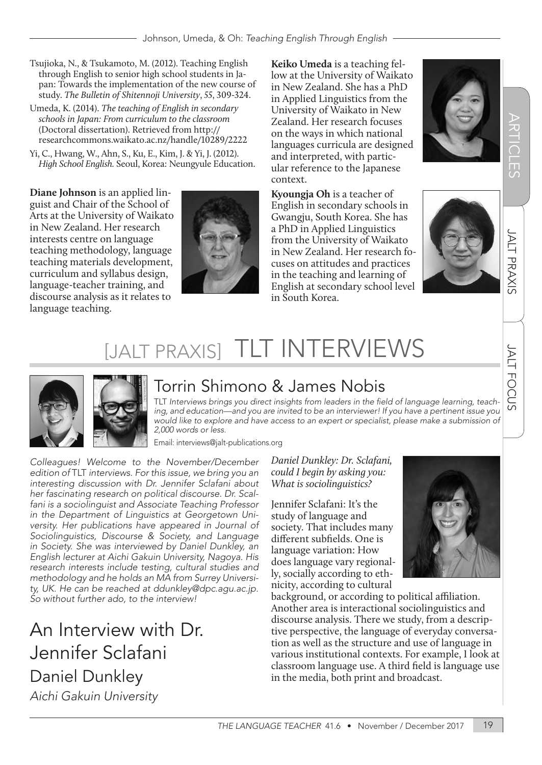Tsujioka, N., & Tsukamoto, M. (2012). Teaching English through English to senior high school students in Japan: Towards the implementation of the new course of study. *The Bulletin of Shitennoji University*, *55*, 309-324.

Umeda, K. (2014). *The teaching of English in secondary schools in Japan: From curriculum to the classroom* (Doctoral dissertation). Retrieved from http://researchcommons.waikato.ac.nz/handle/10289/2222

Yi, C., Hwang, W., Ahn, S., Ku, E., Kim, J. & Yi, J. (2012). *High School English.* Seoul, Korea: Neungyule Education.

**Diane Johnson** is an applied linguist and Chair of the School of Arts at the University of Waikato in New Zealand. Her research interests centre on language teaching methodology, language teaching materials development, curriculum and syllabus design, language-teacher training, and discourse analysis as it relates to language teaching.

**Keiko Umeda** is a teaching fellow at the University of Waikato in New Zealand. She has a PhD in Applied Linguistics from the University of Waikato in New Zealand. Her research focuses on the ways in which national languages curricula are designed and interpreted, with particular reference to the Japanese context.

**Kyoungja Oh** is a teacher of English in secondary schools in Gwangju, South Korea. She has a PhD in Applied Linguistics from the University of Waikato in New Zealand. Her research focuses on attitudes and practices in the teaching and learning of English at secondary school level in South Korea.

# [JALT PRAXIS] TLT INTERVIEWS

## Torrin Shimono & James Nobis

TLT *Interviews brings you direct insights from leaders in the field of language learning, teaching, and education—and you are invited to be an interviewer! If you have a pertinent issue you would like to explore and have access to an expert or specialist, please make a submission of 2,000 words or less.*

Email: interviews@jalt-publications.org

*Colleagues! Welcome to the November/December edition of* TLT *interviews. For this issue, we bring you an interesting discussion with Dr. Jennifer Sclafani about her fascinating research on political discourse. Dr. Sclafani is a sociolinguist and Associate Teaching Professor in the Department of Linguistics at Georgetown University. Her publications have appeared in Journal of Sociolinguistics, Discourse & Society, and Language in Society. She was interviewed by Daniel Dunkley, an English lecturer at Aichi Gakuin University, Nagoya. His research interests include testing, cultural studies and methodology and he holds an MA from Surrey University, UK. He can be reached at ddunkley@dpc.agu.ac.jp. So without further ado, to the interview!*

## An Interview with Dr. Jennifer Sclafani

### Daniel Dunkley

*Aichi Gakuin University*

*Daniel Dunkley: Dr. Sclafani, could I begin by asking you: What is sociolinguistics?*

Jennifer Sclafani: It's the study of language and society. That includes many different subfields. One is language variation: How does language vary regionally, socially according to ethnicity, according to cultural background, or according to political affiliation. Another area is interactional sociolinguistics and discourse analysis. There we study, from a descriptive perspective, the language of everyday conversation as well as the structure and use of language in various institutional contexts. For example, I look at classroom language use. A third field is language use in the media, both print and broadcast.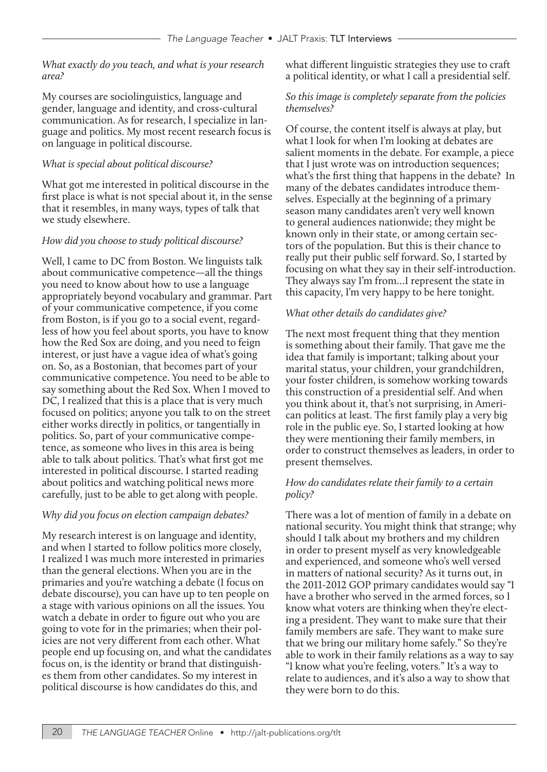*What exactly do you teach, and what is your research area?*

My courses are sociolinguistics, language and gender, language and identity, and cross-cultural communication. As for research, I specialize in language and politics. My most recent research focus is on language in political discourse.

*What is special about political discourse?*

What got me interested in political discourse in the first place is what is not special about it, in the sense that it resembles, in many ways, types of talk that we study elsewhere.

*How did you choose to study political discourse?*

Well, I came to DC from Boston. We linguists talk about communicative competence—all the things you need to know about how to use a language appropriately beyond vocabulary and grammar. Part of your communicative competence, if you come from Boston, is if you go to a social event, regardless of how you feel about sports, you have to know how the Red Sox are doing, and you need to feign interest, or just have a vague idea of what's going on. So, as a Bostonian, that becomes part of your communicative competence. You need to be able to say something about the Red Sox. When I moved to DC, I realized that this is a place that is very much focused on politics; anyone you talk to on the street either works directly in politics, or tangentially in politics. So, part of your communicative competence, as someone who lives in this area is being able to talk about politics. That's what first got me interested in political discourse. I started reading about politics and watching political news more carefully, just to be able to get along with people.

*Why did you focus on election campaign debates?*

My research interest is on language and identity, and when I started to follow politics more closely, I realized I was much more interested in primaries than the general elections. When you are in the primaries and you're watching a debate (I focus on debate discourse), you can have up to ten people on a stage with various opinions on all the issues. You watch a debate in order to figure out who you are going to vote for in the primaries; when their policies are not very different from each other. What people end up focusing on, and what the candidates focus on, is the identity or brand that distinguishes them from other candidates. So my interest in political discourse is how candidates do this, and what different linguistic strategies they use to craft a political identity, or what I call a presidential self.

*So this image is completely separate from the policies themselves?*

Of course, the content itself is always at play, but what I look for when I'm looking at debates are salient moments in the debate. For example, a piece that I just wrote was on introduction sequences; what's the first thing that happens in the debate? In many of the debates candidates introduce themselves. Especially at the beginning of a primary season many candidates aren't very well known to general audiences nationwide; they might be known only in their state, or among certain sectors of the population. But this is their chance to really put their public self forward. So, I started by focusing on what they say in their self-introduction. They always say I'm from...I represent the state in this capacity, I'm very happy to be here tonight.

*What other details do candidates give?*

The next most frequent thing that they mention is something about their family. That gave me the idea that family is important; talking about your marital status, your children, your grandchildren, your foster children, is somehow working towards this construction of a presidential self. And when you think about it, that's not surprising, in American politics at least. The first family play a very big role in the public eye. So, I started looking at how they were mentioning their family members, in order to construct themselves as leaders, in order to present themselves.

*How do candidates relate their family to a certain policy?*

There was a lot of mention of family in a debate on national security. You might think that strange; why should I talk about my brothers and my children in order to present myself as very knowledgeable and experienced, and someone who's well versed in matters of national security? As it turns out, in the 2011-2012 GOP primary candidates would say "I have a brother who served in the armed forces, so I know what voters are thinking when they're electing a president. They want to make sure that their family members are safe. They want to make sure that we bring our military home safely." So they're able to work in their family relations as a way to say "I know what you're feeling, voters." It's a way to relate to audiences, and it's also a way to show that they were born to do this.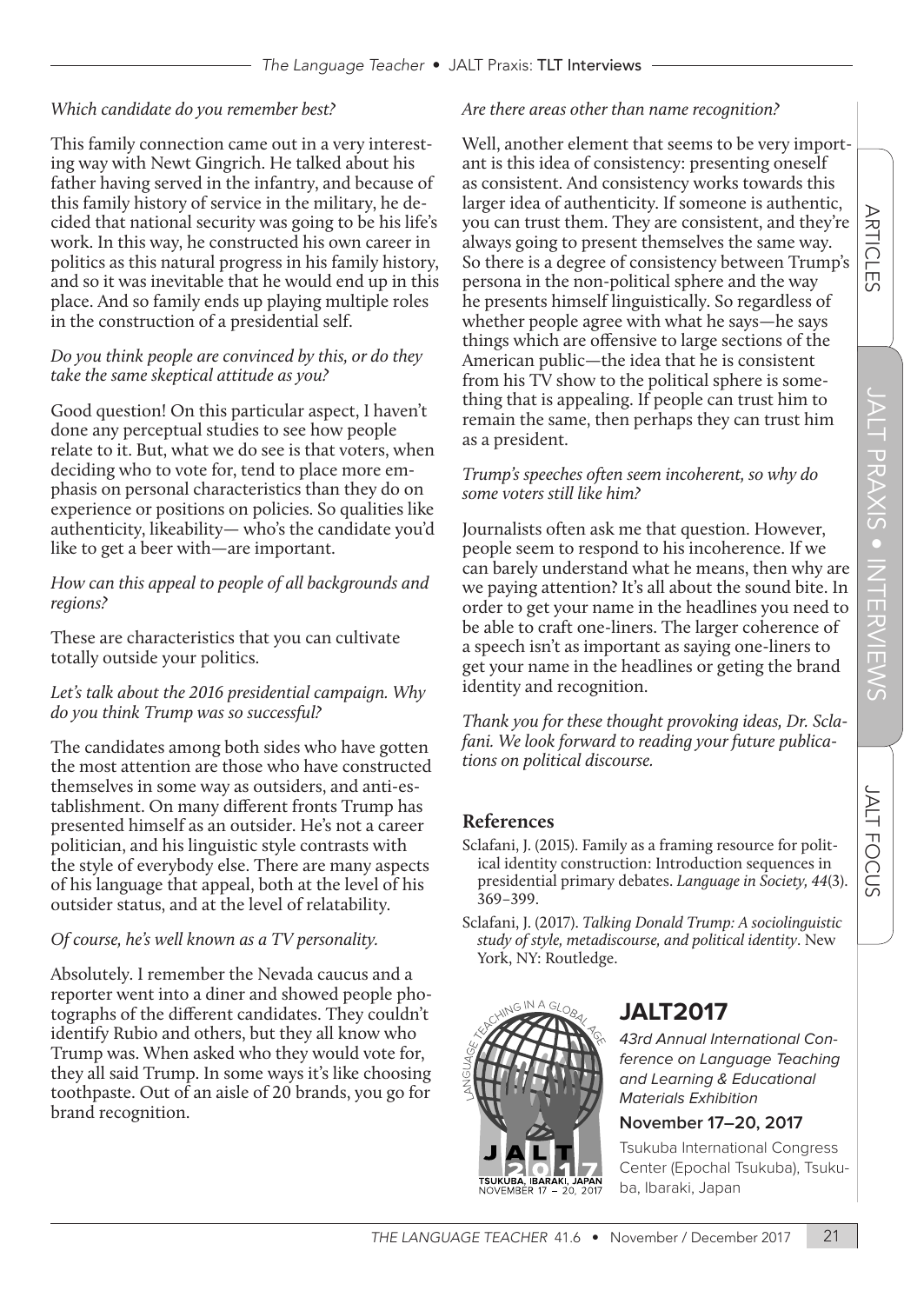*Which candidate do you remember best?*

This family connection came out in a very interesting way with Newt Gingrich. He talked about his father having served in the infantry, and because of this family history of service in the military, he decided that national security was going to be his life's work. In this way, he constructed his own career in politics as this natural progress in his family history, and so it was inevitable that he would end up in this place. And so family ends up playing multiple roles in the construction of a presidential self.

*Do you think people are convinced by this, or do they take the same skeptical attitude as you?*

Good question! On this particular aspect, I haven't done any perceptual studies to see how people relate to it. But, what we do see is that voters, when deciding who to vote for, tend to place more emphasis on personal characteristics than they do on experience or positions on policies. So qualities like authenticity, likeability— who's the candidate you'd like to get a beer with—are important.

*How can this appeal to people of all backgrounds and regions?*

These are characteristics that you can cultivate totally outside your politics.

*Let's talk about the 2016 presidential campaign. Why do you think Trump was so successful?*

The candidates among both sides who have gotten the most attention are those who have constructed themselves in some way as outsiders, and anti-establishment. On many different fronts Trump has presented himself as an outsider. He's not a career politician, and his linguistic style contrasts with the style of everybody else. There are many aspects of his language that appeal, both at the level of his outsider status, and at the level of relatability.

*Of course, he's well known as a TV personality.*

Absolutely. I remember the Nevada caucus and a reporter went into a diner and showed people photographs of the different candidates. They couldn't identify Rubio and others, but they all know who Trump was. When asked who they would vote for, they all said Trump. In some ways it's like choosing toothpaste. Out of an aisle of 20 brands, you go for brand recognition.

*Are there areas other than name recognition?*

Well, another element that seems to be very important is this idea of consistency: presenting oneself as consistent. And consistency works towards this larger idea of authenticity. If someone is authentic, you can trust them. They are consistent, and they're always going to present themselves the same way. So there is a degree of consistency between Trump's persona in the non-political sphere and the way he presents himself linguistically. So regardless of whether people agree with what he says—he says things which are offensive to large sections of the American public—the idea that he is consistent from his TV show to the political sphere is something that is appealing. If people can trust him to remain the same, then perhaps they can trust him as a president.

*Trump's speeches often seem incoherent, so why do some voters still like him?*

Journalists often ask me that question. However, people seem to respond to his incoherence. If we can barely understand what he means, then why are we paying attention? It's all about the sound bite. In order to get your name in the headlines you need to be able to craft one-liners. The larger coherence of a speech isn't as important as saying one-liners to get your name in the headlines or geting the brand identity and recognition.

*Thank you for these thought provoking ideas, Dr. Sclafani. We look forward to reading your future publications on political discourse.*

## References

Sclafani, J. (2015). Family as a framing resource for political identity construction: Introduction sequences in presidential primary debates. *Language in Society, 44*(3). 369–399.

Sclafani, J. (2017). *Talking Donald Trump: A sociolinguistic study of style, metadiscourse, and political identity*. New York, NY: Routledge.

## JALT2017

*43rd Annual International Conference on Language Teaching and Learning & Educational Materials Exhibition*

**November 17–20, 2017**

Tsukuba International Congress Center (Epochal Tsukuba), Tsukuba, Ibaraki, Japan